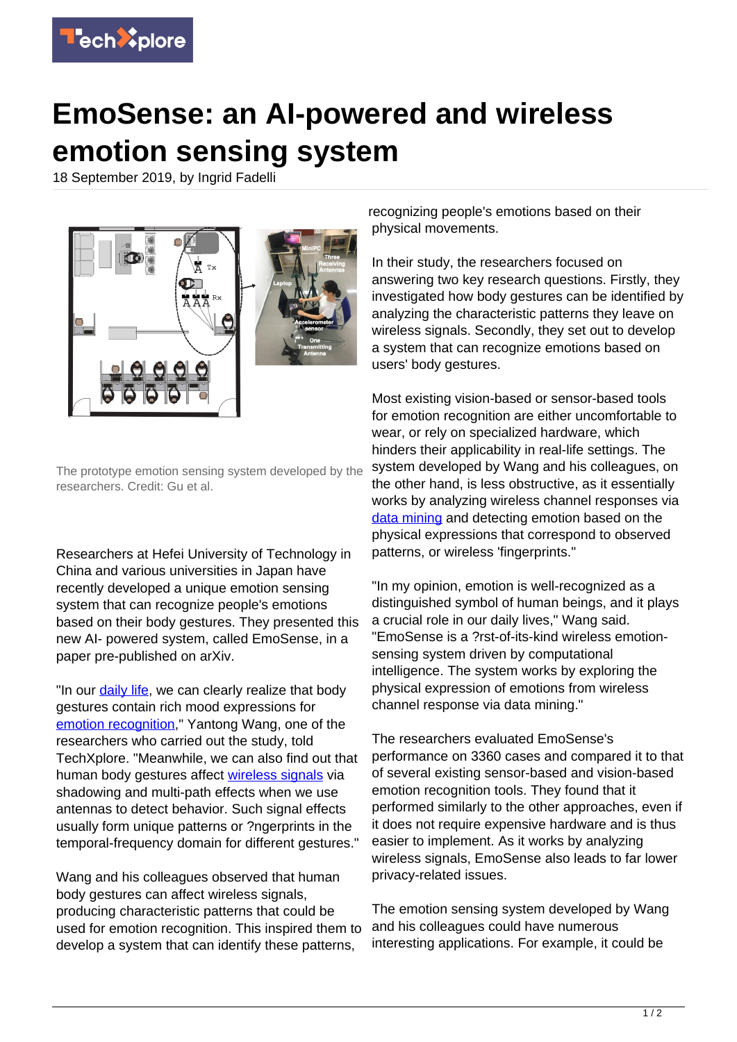# EmoSense: an AI-powered and wireless emotion sensing system

18 September 2019, by Ingrid Fadelli

The prototype emotion sensing system developed by the researchers. Credit: Gu et al.

Researchers at Hefei University of Technology in China and various universities in Japan have recently developed a unique emotion sensing system that can recognize people's emotions based on their body gestures. They presented this new AI- powered system, called EmoSense, in a paper pre-published on arXiv.

"In our daily life, we can clearly realize that body gestures contain rich mood expressions for emotion recognition," Yantong Wang, one of the researchers who carried out the study, told TechXplore. "Meanwhile, we can also find out that human body gestures affect wireless signals via shadowing and multi-path effects when we use antennas to detect behavior. Such signal effects usually form unique patterns or ?ngerprints in the temporal-frequency domain for different gestures."

Wang and his colleagues observed that human body gestures can affect wireless signals, producing characteristic patterns that could be used for emotion recognition. This inspired them to develop a system that can identify these patterns, recognizing people's emotions based on their physical movements.

In their study, the researchers focused on answering two key research questions. Firstly, they investigated how body gestures can be identified by analyzing the characteristic patterns they leave on wireless signals. Secondly, they set out to develop a system that can recognize emotions based on users' body gestures.

Most existing vision-based or sensor-based tools for emotion recognition are either uncomfortable to wear, or rely on specialized hardware, which hinders their applicability in real-life settings. The system developed by Wang and his colleagues, on the other hand, is less obstructive, as it essentially works by analyzing wireless channel responses via data mining and detecting emotion based on the physical expressions that correspond to observed patterns, or wireless 'fingerprints."

"In my opinion, emotion is well-recognized as a distinguished symbol of human beings, and it plays a crucial role in our daily lives," Wang said. "EmoSense is a ?rst-of-its-kind wireless emotion-sensing system driven by computational intelligence. The system works by exploring the physical expression of emotions from wireless channel response via data mining."

The researchers evaluated EmoSense's performance on 3360 cases and compared it to that of several existing sensor-based and vision-based emotion recognition tools. They found that it performed similarly to the other approaches, even if it does not require expensive hardware and is thus easier to implement. As it works by analyzing wireless signals, EmoSense also leads to far lower privacy-related issues.

The emotion sensing system developed by Wang and his colleagues could have numerous interesting applications. For example, it could be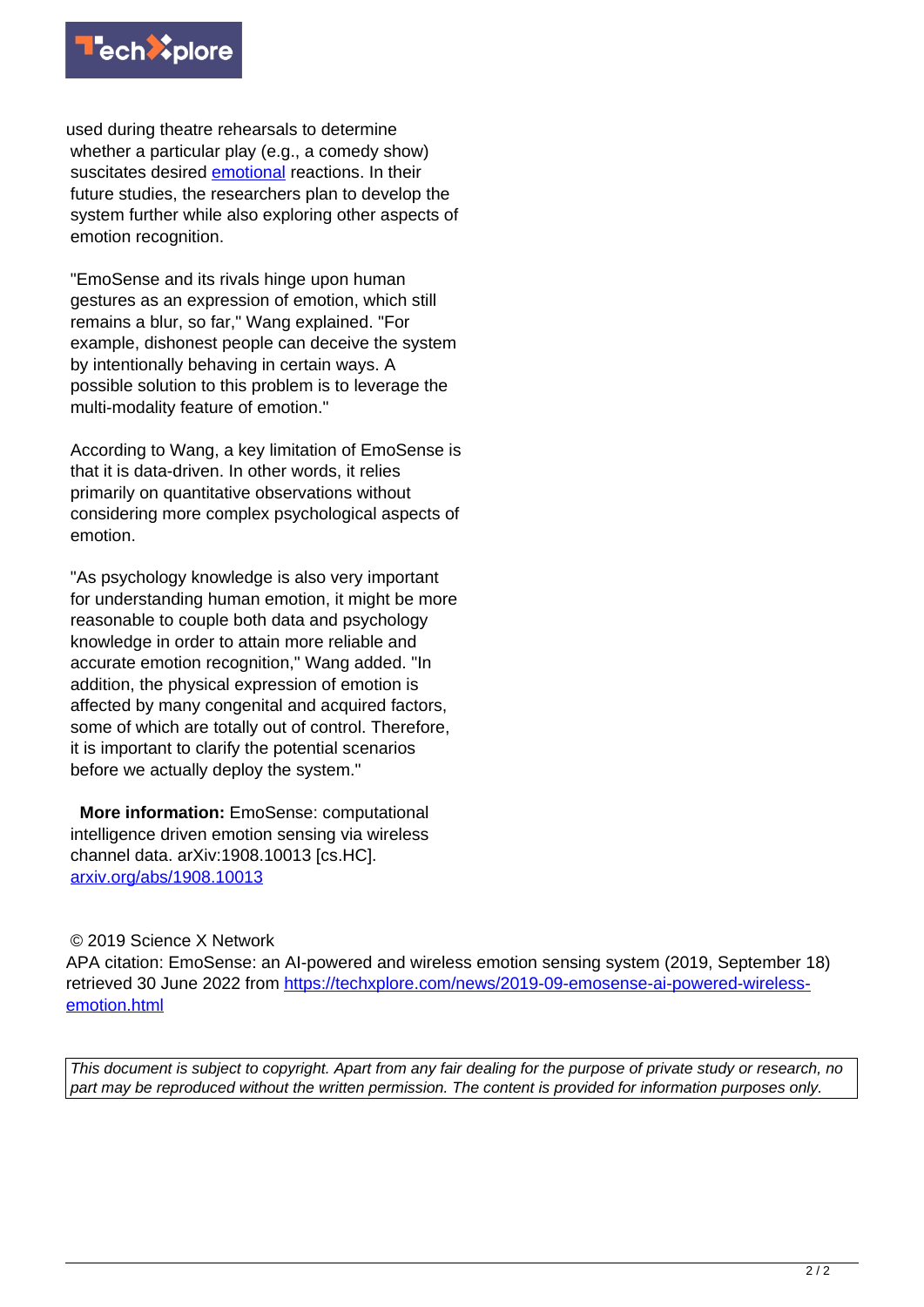used during theatre rehearsals to determine whether a particular play (e.g., a comedy show) suscitates desired emotional reactions. In their future studies, the researchers plan to develop the system further while also exploring other aspects of emotion recognition.

"EmoSense and its rivals hinge upon human gestures as an expression of emotion, which still remains a blur, so far," Wang explained. "For example, dishonest people can deceive the system by intentionally behaving in certain ways. A possible solution to this problem is to leverage the multi-modality feature of emotion."

According to Wang, a key limitation of EmoSense is that it is data-driven. In other words, it relies primarily on quantitative observations without considering more complex psychological aspects of emotion.

"As psychology knowledge is also very important for understanding human emotion, it might be more reasonable to couple both data and psychology knowledge in order to attain more reliable and accurate emotion recognition," Wang added. "In addition, the physical expression of emotion is affected by many congenital and acquired factors, some of which are totally out of control. Therefore, it is important to clarify the potential scenarios before we actually deploy the system."

**More information:** EmoSense: computational intelligence driven emotion sensing via wireless channel data. arXiv:1908.10013 [cs.HC]. arxiv.org/abs/1908.10013

© 2019 Science X Network

APA citation: EmoSense: an AI-powered and wireless emotion sensing system (2019, September 18) retrieved 30 June 2022 from https://techxplore.com/news/2019-09-emosense-ai-powered-wireless-emotion.html

*This document is subject to copyright. Apart from any fair dealing for the purpose of private study or research, no part may be reproduced without the written permission. The content is provided for information purposes only.*